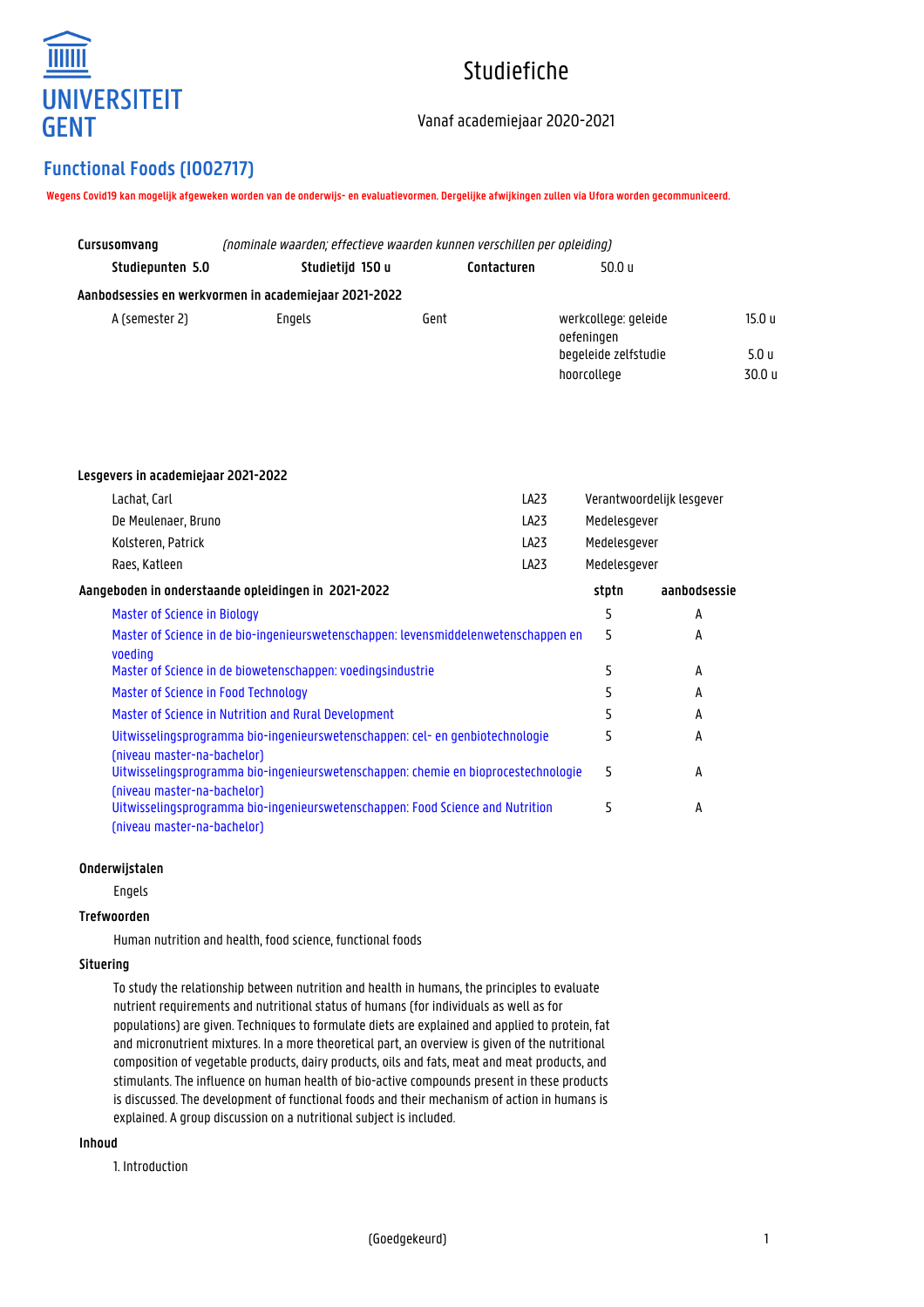UNIVERSITEIT GENT

# Studiefiche

Vanaf academiejaar 2020-2021

## Functional Foods (I002717)

**Wegens Covid19 kan mogelijk afgeweken worden van de onderwijs- en evaluatievormen. Dergelijke afwijkingen zullen via Ufora worden gecommuniceerd.**

**Cursusomvang** *(nominale waarden; effectieve waarden kunnen verschillen per opleiding)*

| Studiepunten 5.0 | Studietijd 150 u | Contacturen | 50.0 u |
|---|---|---|---|

**Aanbodsessies en werkvormen in academiejaar 2021-2022**

| | | | | |
|---|---|---|---|---|
| A (semester 2) | Engels | Gent | werkcollege: geleide oefeningen | 15.0 u |
| | | | begeleide zelfstudie | 5.0 u |
| | | | hoorcollege | 30.0 u |

**Lesgevers in academiejaar 2021-2022**

| | | |
|---|---|---|
| Lachat, Carl | LA23 | Verantwoordelijk lesgever |
| De Meulenaer, Bruno | LA23 | Medelesgever |
| Kolsteren, Patrick | LA23 | Medelesgever |
| Raes, Katleen | LA23 | Medelesgever |

| Aangeboden in onderstaande opleidingen in 2021-2022 | stptn | aanbodsessie |
|---|---|---|
| Master of Science in Biology | 5 | A |
| Master of Science in de bio-ingenieurswetenschappen: levensmiddelenwetenschappen en voeding | 5 | A |
| Master of Science in de biowetenschappen: voedingsindustrie | 5 | A |
| Master of Science in Food Technology | 5 | A |
| Master of Science in Nutrition and Rural Development | 5 | A |
| Uitwisselingsprogramma bio-ingenieurswetenschappen: cel- en genbiotechnologie (niveau master-na-bachelor) | 5 | A |
| Uitwisselingsprogramma bio-ingenieurswetenschappen: chemie en bioprocestechnologie (niveau master-na-bachelor) | 5 | A |
| Uitwisselingsprogramma bio-ingenieurswetenschappen: Food Science and Nutrition (niveau master-na-bachelor) | 5 | A |

### Onderwijstalen

Engels

### Trefwoorden

Human nutrition and health, food science, functional foods

### Situering

To study the relationship between nutrition and health in humans, the principles to evaluate nutrient requirements and nutritional status of humans (for individuals as well as for populations) are given. Techniques to formulate diets are explained and applied to protein, fat and micronutrient mixtures. In a more theoretical part, an overview is given of the nutritional composition of vegetable products, dairy products, oils and fats, meat and meat products, and stimulants. The influence on human health of bio-active compounds present in these products is discussed. The development of functional foods and their mechanism of action in humans is explained. A group discussion on a nutritional subject is included.

### Inhoud

1. Introduction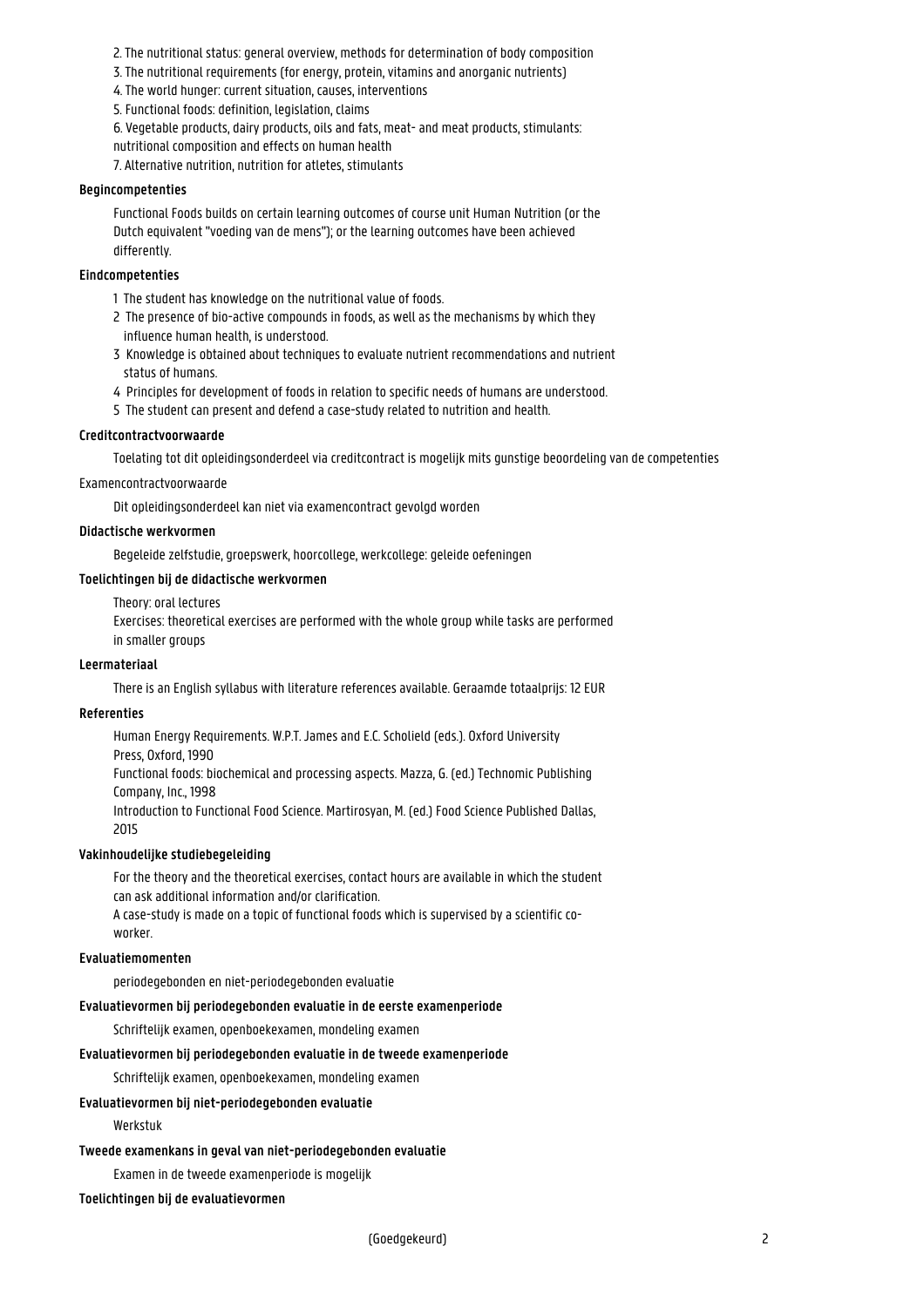2. The nutritional status: general overview, methods for determination of body composition
3. The nutritional requirements (for energy, protein, vitamins and anorganic nutrients)
4. The world hunger: current situation, causes, interventions
5. Functional foods: definition, legislation, claims
6. Vegetable products, dairy products, oils and fats, meat- and meat products, stimulants: nutritional composition and effects on human health
7. Alternative nutrition, nutrition for atletes, stimulants

### Begincompetenties

Functional Foods builds on certain learning outcomes of course unit Human Nutrition (or the Dutch equivalent "voeding van de mens"); or the learning outcomes have been achieved differently.

### Eindcompetenties

1 The student has knowledge on the nutritional value of foods.
2 The presence of bio-active compounds in foods, as well as the mechanisms by which they influence human health, is understood.
3 Knowledge is obtained about techniques to evaluate nutrient recommendations and nutrient status of humans.
4 Principles for development of foods in relation to specific needs of humans are understood.
5 The student can present and defend a case-study related to nutrition and health.

### Creditcontractvoorwaarde

Toelating tot dit opleidingsonderdeel via creditcontract is mogelijk mits gunstige beoordeling van de competenties

### Examencontractvoorwaarde

Dit opleidingsonderdeel kan niet via examencontract gevolgd worden

### Didactische werkvormen

Begeleide zelfstudie, groepswerk, hoorcollege, werkcollege: geleide oefeningen

### Toelichtingen bij de didactische werkvormen

Theory: oral lectures
Exercises: theoretical exercises are performed with the whole group while tasks are performed in smaller groups

### Leermateriaal

There is an English syllabus with literature references available. Geraamde totaalprijs: 12 EUR

### Referenties

Human Energy Requirements. W.P.T. James and E.C. Scholield (eds.). Oxford University Press, Oxford, 1990
Functional foods: biochemical and processing aspects. Mazza, G. (ed.) Technomic Publishing Company, Inc., 1998
Introduction to Functional Food Science. Martirosyan, M. (ed.) Food Science Published Dallas, 2015

### Vakinhoudelijke studiebegeleiding

For the theory and the theoretical exercises, contact hours are available in which the student can ask additional information and/or clarification.
A case-study is made on a topic of functional foods which is supervised by a scientific co-worker.

### Evaluatiemomenten

periodegebonden en niet-periodegebonden evaluatie

### Evaluatievormen bij periodegebonden evaluatie in de eerste examenperiode

Schriftelijk examen, openboekexamen, mondeling examen

### Evaluatievormen bij periodegebonden evaluatie in de tweede examenperiode

Schriftelijk examen, openboekexamen, mondeling examen

### Evaluatievormen bij niet-periodegebonden evaluatie

Werkstuk

### Tweede examenkans in geval van niet-periodegebonden evaluatie

Examen in de tweede examenperiode is mogelijk

### Toelichtingen bij de evaluatievormen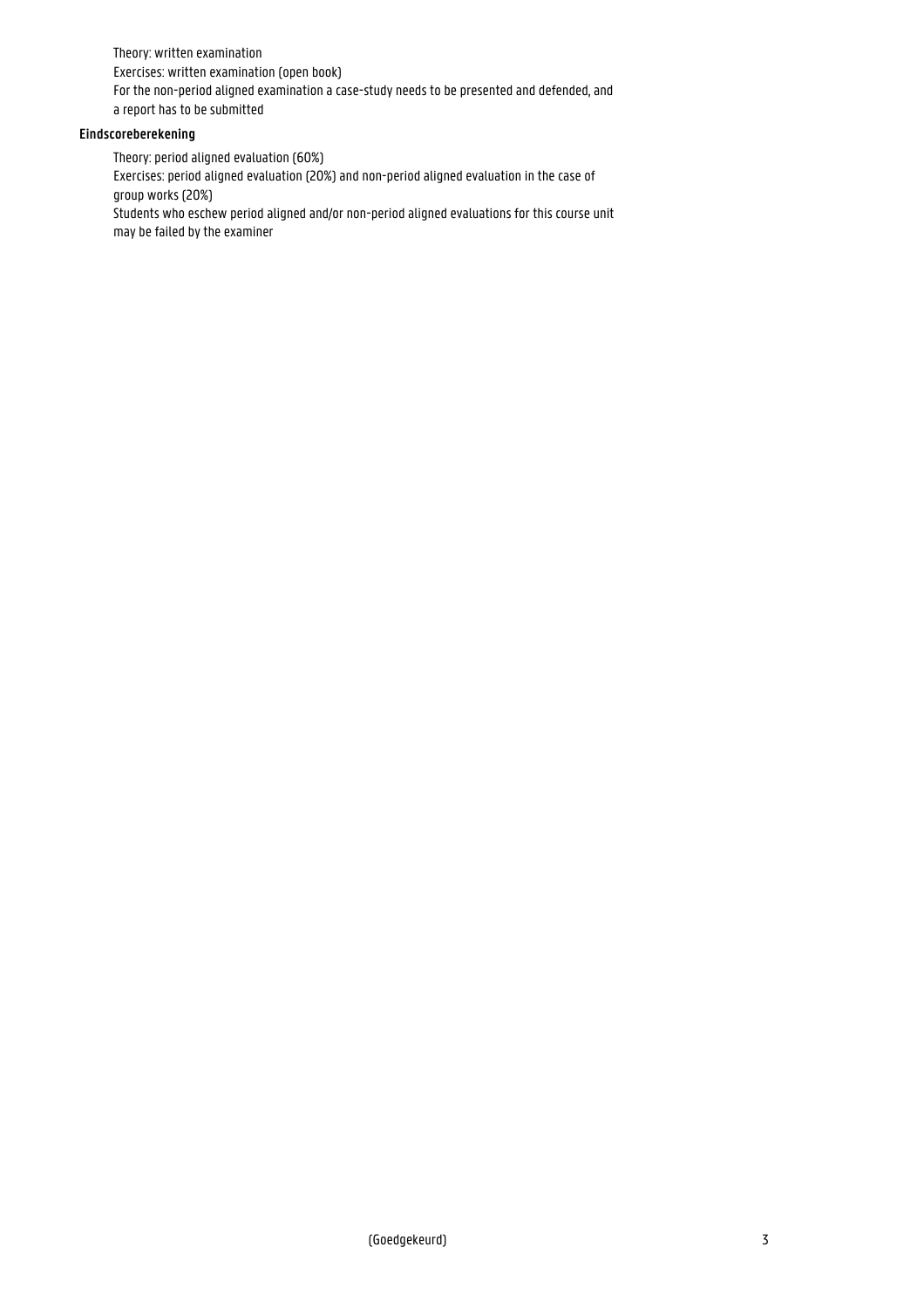Theory: written examination

Exercises: written examination (open book)

For the non-period aligned examination a case-study needs to be presented and defended, and a report has to be submitted

**Eindscoreberekening**

Theory: period aligned evaluation (60%)

Exercises: period aligned evaluation (20%) and non-period aligned evaluation in the case of group works (20%)

Students who eschew period aligned and/or non-period aligned evaluations for this course unit may be failed by the examiner